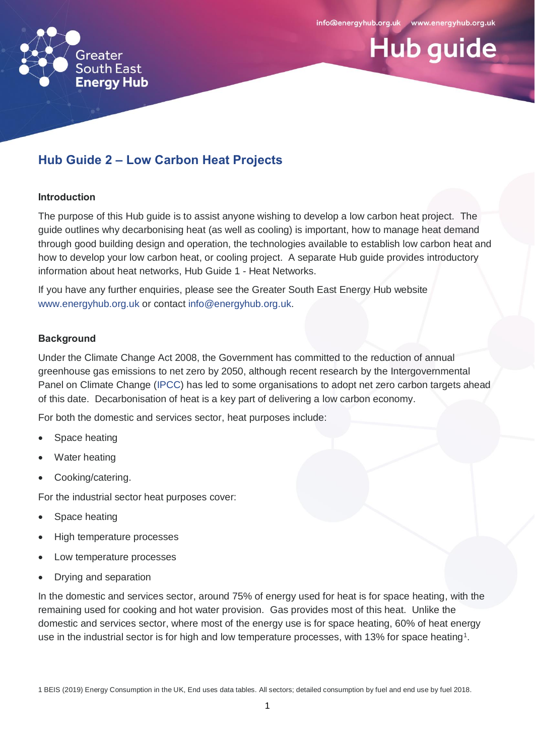# Hub Guide 2 – Low Carbon Heat Projects

### Introduction

The purpose of this Hub guide is to assist anyone wishing to develop a low carbon heat project. The guide outlines why decarbonising heat (as well as cooling) is important, how to manage heat demand through good building design and operation, the technologies available to establish low carbon heat and how to develop your low carbon heat, or cooling project. A separate Hub guide provides introductory information about heat networks, Hub Guide 1 - Heat Networks.

If you have any further enquiries, please see the Greater South East Energy Hub website www.energyhub.org.uk or contact info@energyhub.org.uk.

### Background

Under the Climate Change Act 2008, the Government has committed to the reduction of annual greenhouse gas emissions to net zero by 2050, although recent research by the Intergovernmental Panel on Climate Change (IPCC) has led to some organisations to adopt net zero carbon targets ahead of this date. Decarbonisation of heat is a key part of delivering a low carbon economy.

For both the domestic and services sector, heat purposes include:

- Space heating
- Water heating
- Cooking/catering.

For the industrial sector heat purposes cover:

- Space heating
- High temperature processes
- Low temperature processes
- Drying and separation

In the domestic and services sector, around 75% of energy used for heat is for space heating, with the remaining used for cooking and hot water provision. Gas provides most of this heat. Unlike the domestic and services sector, where most of the energy use is for space heating, 60% of heat energy use in the industrial sector is for high and low temperature processes, with 13% for space heating[1].

1 BEIS (2019) Energy Consumption in the UK, End uses data tables. All sectors; detailed consumption by fuel and end use by fuel 2018.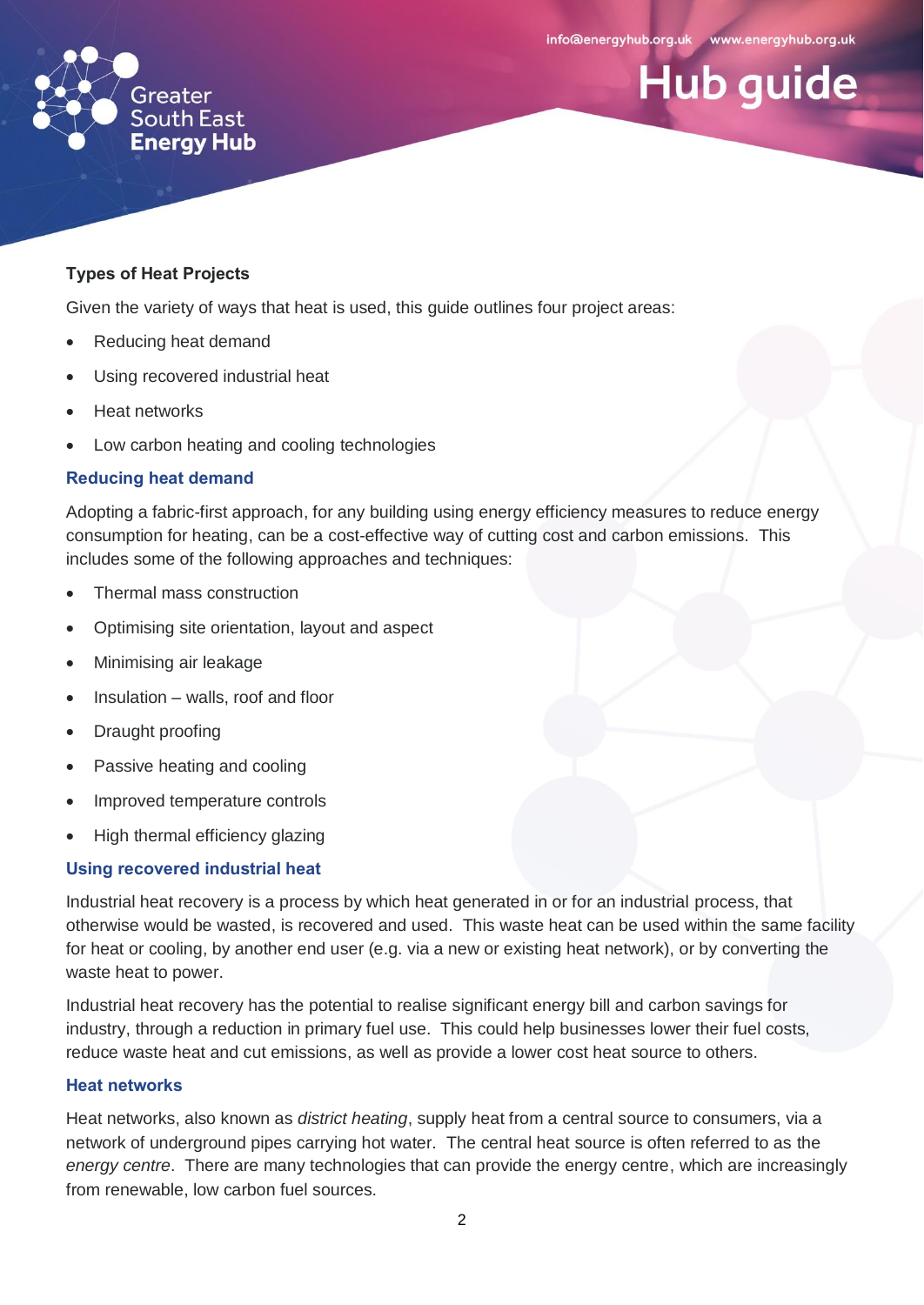### Types of Heat Projects

Given the variety of ways that heat is used, this guide outlines four project areas:

- Reducing heat demand
- Using recovered industrial heat
- Heat networks
- Low carbon heating and cooling technologies

### Reducing heat demand

Adopting a fabric-first approach, for any building using energy efficiency measures to reduce energy consumption for heating, can be a cost-effective way of cutting cost and carbon emissions. This includes some of the following approaches and techniques:

- Thermal mass construction
- Optimising site orientation, layout and aspect
- Minimising air leakage
- Insulation – walls, roof and floor
- Draught proofing
- Passive heating and cooling
- Improved temperature controls
- High thermal efficiency glazing

### Using recovered industrial heat

Industrial heat recovery is a process by which heat generated in or for an industrial process, that otherwise would be wasted, is recovered and used. This waste heat can be used within the same facility for heat or cooling, by another end user (e.g. via a new or existing heat network), or by converting the waste heat to power.

Industrial heat recovery has the potential to realise significant energy bill and carbon savings for industry, through a reduction in primary fuel use. This could help businesses lower their fuel costs, reduce waste heat and cut emissions, as well as provide a lower cost heat source to others.

### Heat networks

Heat networks, also known as *district heating*, supply heat from a central source to consumers, via a network of underground pipes carrying hot water. The central heat source is often referred to as the *energy centre*. There are many technologies that can provide the energy centre, which are increasingly from renewable, low carbon fuel sources.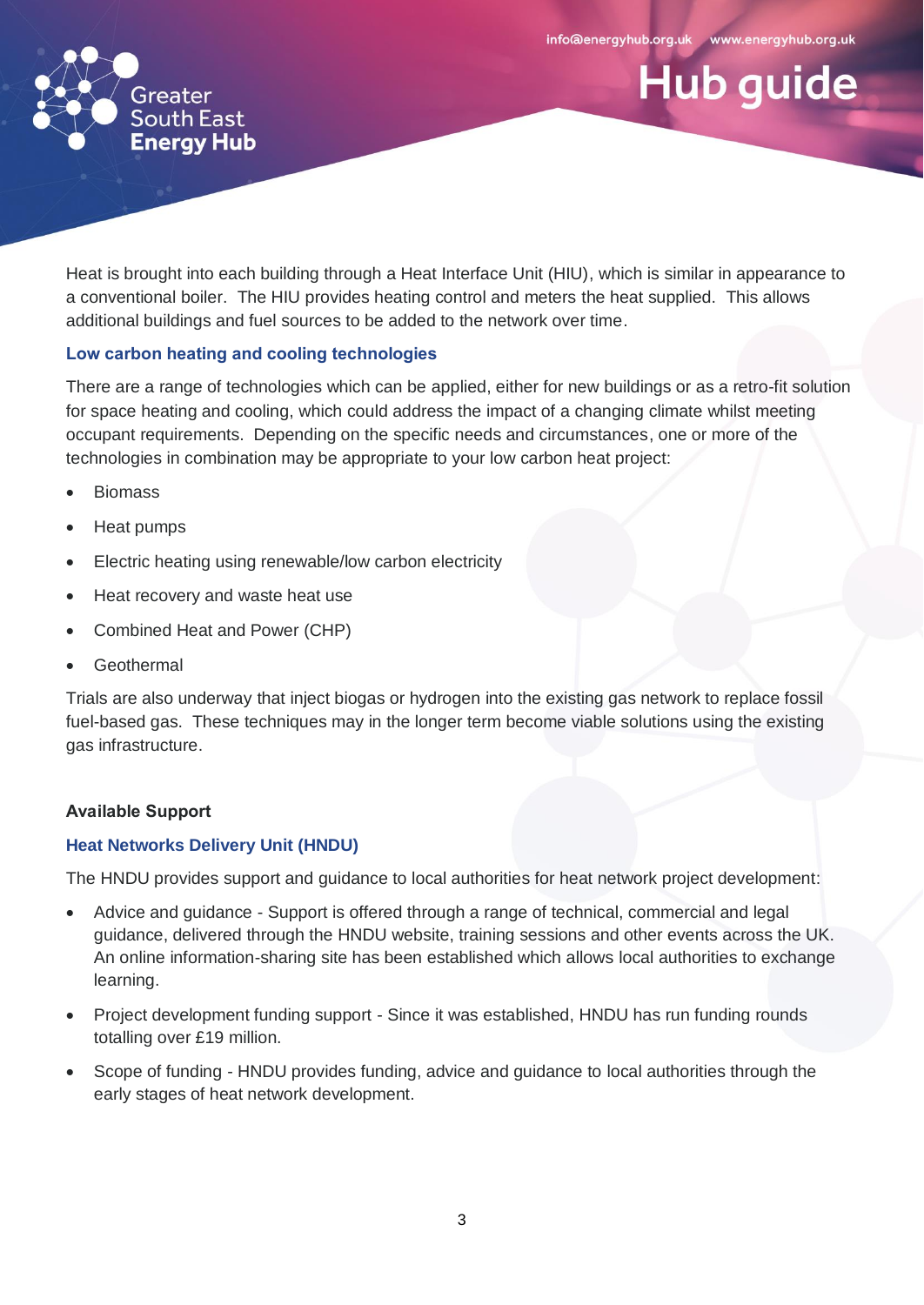Heat is brought into each building through a Heat Interface Unit (HIU), which is similar in appearance to a conventional boiler. The HIU provides heating control and meters the heat supplied. This allows additional buildings and fuel sources to be added to the network over time.

### Low carbon heating and cooling technologies

There are a range of technologies which can be applied, either for new buildings or as a retro-fit solution for space heating and cooling, which could address the impact of a changing climate whilst meeting occupant requirements. Depending on the specific needs and circumstances, one or more of the technologies in combination may be appropriate to your low carbon heat project:

- Biomass
- Heat pumps
- Electric heating using renewable/low carbon electricity
- Heat recovery and waste heat use
- Combined Heat and Power (CHP)
- Geothermal

Trials are also underway that inject biogas or hydrogen into the existing gas network to replace fossil fuel-based gas. These techniques may in the longer term become viable solutions using the existing gas infrastructure.

## Available Support

### Heat Networks Delivery Unit (HNDU)

The HNDU provides support and guidance to local authorities for heat network project development:

- Advice and guidance - Support is offered through a range of technical, commercial and legal guidance, delivered through the HNDU website, training sessions and other events across the UK. An online information-sharing site has been established which allows local authorities to exchange learning.
- Project development funding support - Since it was established, HNDU has run funding rounds totalling over £19 million.
- Scope of funding - HNDU provides funding, advice and guidance to local authorities through the early stages of heat network development.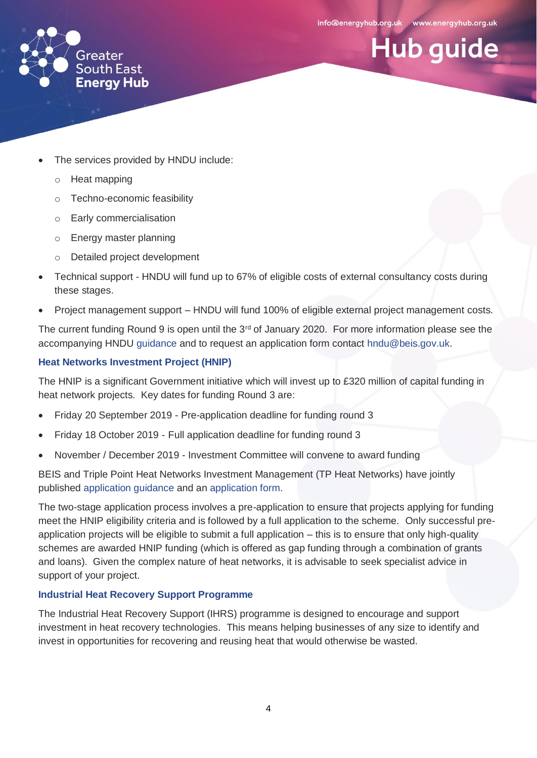- The services provided by HNDU include:
  - Heat mapping
  - Techno-economic feasibility
  - Early commercialisation
  - Energy master planning
  - Detailed project development
- Technical support - HNDU will fund up to 67% of eligible costs of external consultancy costs during these stages.
- Project management support – HNDU will fund 100% of eligible external project management costs.

The current funding Round 9 is open until the 3rd of January 2020. For more information please see the accompanying HNDU guidance and to request an application form contact hndu@beis.gov.uk.

### Heat Networks Investment Project (HNIP)

The HNIP is a significant Government initiative which will invest up to £320 million of capital funding in heat network projects. Key dates for funding Round 3 are:

- Friday 20 September 2019 - Pre-application deadline for funding round 3
- Friday 18 October 2019 - Full application deadline for funding round 3
- November / December 2019 - Investment Committee will convene to award funding

BEIS and Triple Point Heat Networks Investment Management (TP Heat Networks) have jointly published application guidance and an application form.

The two-stage application process involves a pre-application to ensure that projects applying for funding meet the HNIP eligibility criteria and is followed by a full application to the scheme. Only successful pre-application projects will be eligible to submit a full application – this is to ensure that only high-quality schemes are awarded HNIP funding (which is offered as gap funding through a combination of grants and loans). Given the complex nature of heat networks, it is advisable to seek specialist advice in support of your project.

### Industrial Heat Recovery Support Programme

The Industrial Heat Recovery Support (IHRS) programme is designed to encourage and support investment in heat recovery technologies. This means helping businesses of any size to identify and invest in opportunities for recovering and reusing heat that would otherwise be wasted.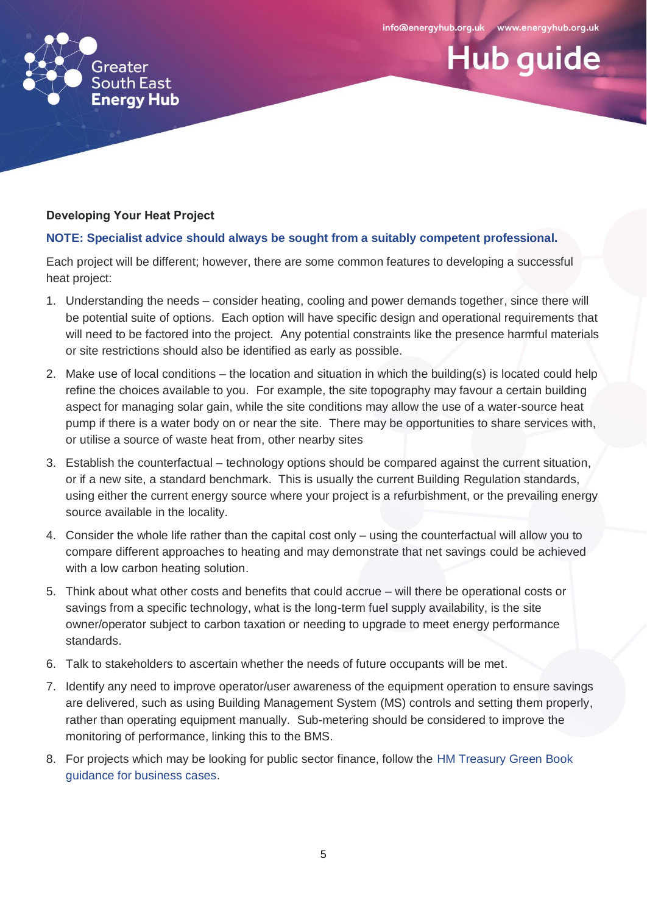**Developing Your Heat Project**

**NOTE: Specialist advice should always be sought from a suitably competent professional.**

Each project will be different; however, there are some common features to developing a successful heat project:

1. Understanding the needs – consider heating, cooling and power demands together, since there will be potential suite of options. Each option will have specific design and operational requirements that will need to be factored into the project. Any potential constraints like the presence harmful materials or site restrictions should also be identified as early as possible.
2. Make use of local conditions – the location and situation in which the building(s) is located could help refine the choices available to you. For example, the site topography may favour a certain building aspect for managing solar gain, while the site conditions may allow the use of a water-source heat pump if there is a water body on or near the site. There may be opportunities to share services with, or utilise a source of waste heat from, other nearby sites
3. Establish the counterfactual – technology options should be compared against the current situation, or if a new site, a standard benchmark. This is usually the current Building Regulation standards, using either the current energy source where your project is a refurbishment, or the prevailing energy source available in the locality.
4. Consider the whole life rather than the capital cost only – using the counterfactual will allow you to compare different approaches to heating and may demonstrate that net savings could be achieved with a low carbon heating solution.
5. Think about what other costs and benefits that could accrue – will there be operational costs or savings from a specific technology, what is the long-term fuel supply availability, is the site owner/operator subject to carbon taxation or needing to upgrade to meet energy performance standards.
6. Talk to stakeholders to ascertain whether the needs of future occupants will be met.
7. Identify any need to improve operator/user awareness of the equipment operation to ensure savings are delivered, such as using Building Management System (MS) controls and setting them properly, rather than operating equipment manually. Sub-metering should be considered to improve the monitoring of performance, linking this to the BMS.
8. For projects which may be looking for public sector finance, follow the HM Treasury Green Book guidance for business cases.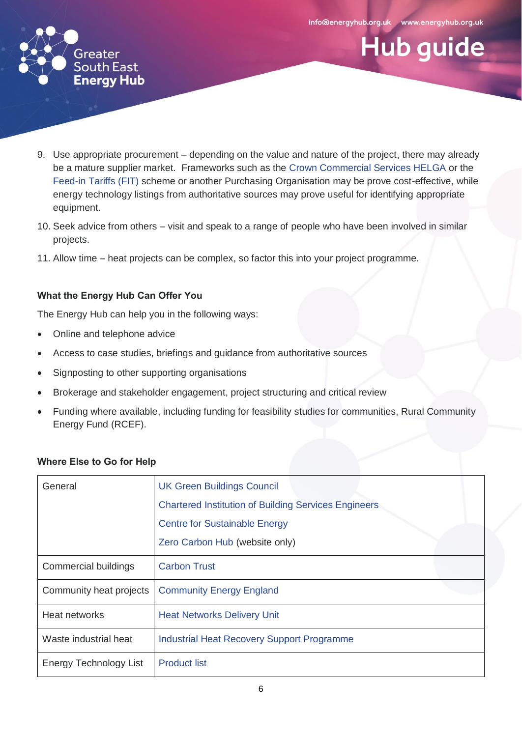9. Use appropriate procurement – depending on the value and nature of the project, there may already be a mature supplier market. Frameworks such as the Crown Commercial Services HELGA or the Feed-in Tariffs (FIT) scheme or another Purchasing Organisation may be prove cost-effective, while energy technology listings from authoritative sources may prove useful for identifying appropriate equipment.
10. Seek advice from others – visit and speak to a range of people who have been involved in similar projects.
11. Allow time – heat projects can be complex, so factor this into your project programme.

**What the Energy Hub Can Offer You**

The Energy Hub can help you in the following ways:

- Online and telephone advice
- Access to case studies, briefings and guidance from authoritative sources
- Signposting to other supporting organisations
- Brokerage and stakeholder engagement, project structuring and critical review
- Funding where available, including funding for feasibility studies for communities, Rural Community Energy Fund (RCEF).

**Where Else to Go for Help**

| | |
|---|---|
| General | UK Green Buildings Council<br>Chartered Institution of Building Services Engineers<br>Centre for Sustainable Energy<br>Zero Carbon Hub (website only) |
| Commercial buildings | Carbon Trust |
| Community heat projects | Community Energy England |
| Heat networks | Heat Networks Delivery Unit |
| Waste industrial heat | Industrial Heat Recovery Support Programme |
| Energy Technology List | Product list |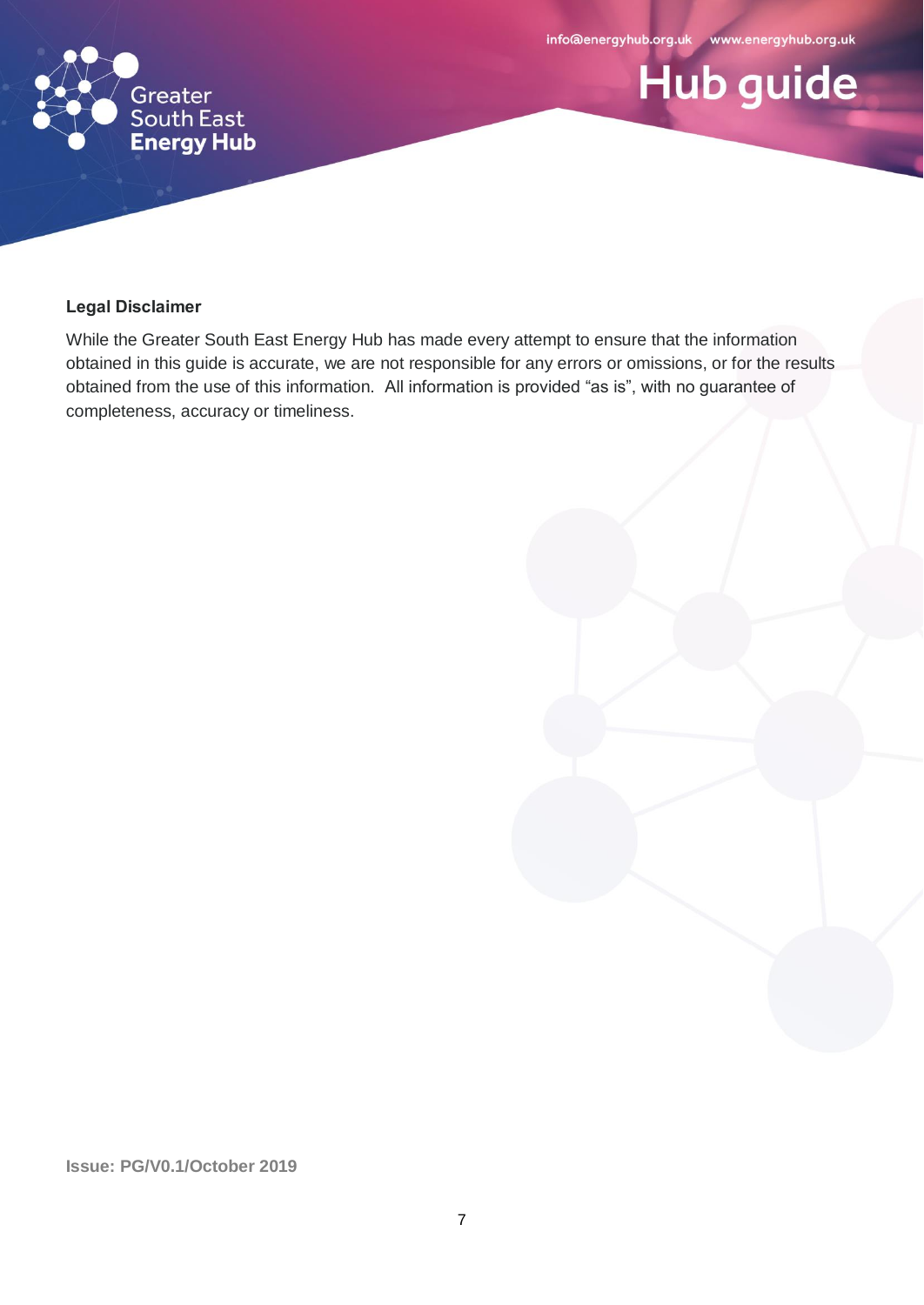**Legal Disclaimer**

While the Greater South East Energy Hub has made every attempt to ensure that the information obtained in this guide is accurate, we are not responsible for any errors or omissions, or for the results obtained from the use of this information. All information is provided "as is", with no guarantee of completeness, accuracy or timeliness.

**Issue: PG/V0.1/October 2019**